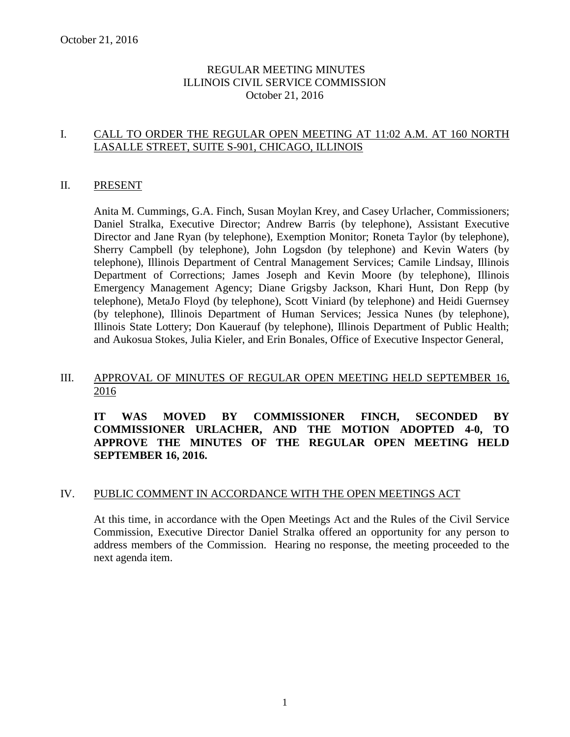# REGULAR MEETING MINUTES
# ILLINOIS CIVIL SERVICE COMMISSION
October 21, 2016

## I. CALL TO ORDER THE REGULAR OPEN MEETING AT 11:02 A.M. AT 160 NORTH LASALLE STREET, SUITE S-901, CHICAGO, ILLINOIS

## II. PRESENT

Anita M. Cummings, G.A. Finch, Susan Moylan Krey, and Casey Urlacher, Commissioners; Daniel Stralka, Executive Director; Andrew Barris (by telephone), Assistant Executive Director and Jane Ryan (by telephone), Exemption Monitor; Roneta Taylor (by telephone), Sherry Campbell (by telephone), John Logsdon (by telephone) and Kevin Waters (by telephone), Illinois Department of Central Management Services; Camile Lindsay, Illinois Department of Corrections; James Joseph and Kevin Moore (by telephone), Illinois Emergency Management Agency; Diane Grigsby Jackson, Khari Hunt, Don Repp (by telephone), MetaJo Floyd (by telephone), Scott Viniard (by telephone) and Heidi Guernsey (by telephone), Illinois Department of Human Services; Jessica Nunes (by telephone), Illinois State Lottery; Don Kauerauf (by telephone), Illinois Department of Public Health; and Aukosua Stokes, Julia Kieler, and Erin Bonales, Office of Executive Inspector General,

## III. APPROVAL OF MINUTES OF REGULAR OPEN MEETING HELD SEPTEMBER 16, 2016

**IT WAS MOVED BY COMMISSIONER FINCH, SECONDED BY COMMISSIONER URLACHER, AND THE MOTION ADOPTED 4-0, TO APPROVE THE MINUTES OF THE REGULAR OPEN MEETING HELD SEPTEMBER 16, 2016.**

## IV. PUBLIC COMMENT IN ACCORDANCE WITH THE OPEN MEETINGS ACT

At this time, in accordance with the Open Meetings Act and the Rules of the Civil Service Commission, Executive Director Daniel Stralka offered an opportunity for any person to address members of the Commission. Hearing no response, the meeting proceeded to the next agenda item.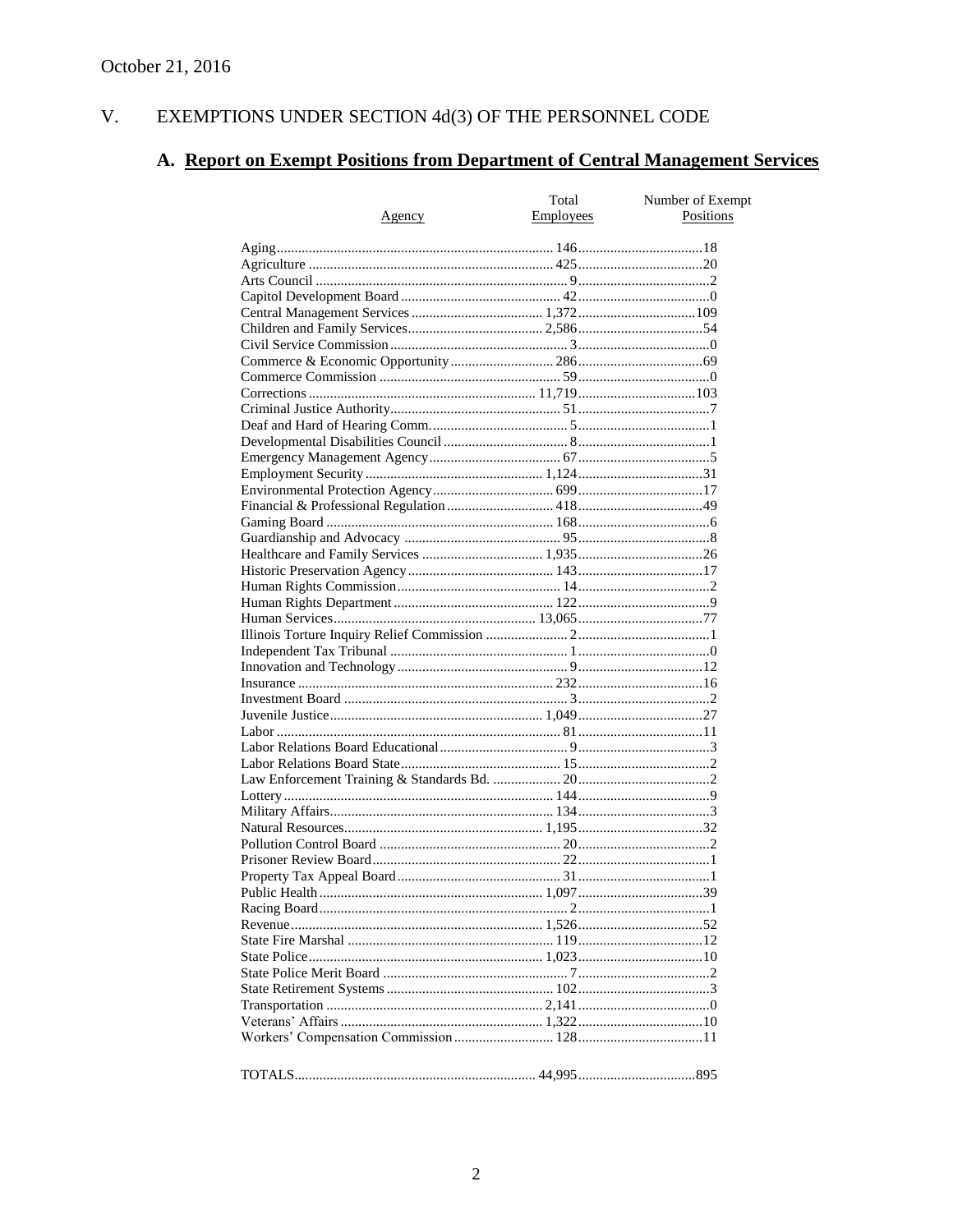October 21, 2016

# V. EXEMPTIONS UNDER SECTION 4d(3) OF THE PERSONNEL CODE

## A. Report on Exempt Positions from Department of Central Management Services

| Agency | Total Employees | Number of Exempt Positions |
|---|---|---|
| Aging | 146 | 18 |
| Agriculture | 425 | 20 |
| Arts Council | 9 | 2 |
| Capitol Development Board | 42 | 0 |
| Central Management Services | 1,372 | 109 |
| Children and Family Services | 2,586 | 54 |
| Civil Service Commission | 3 | 0 |
| Commerce & Economic Opportunity | 286 | 69 |
| Commerce Commission | 59 | 0 |
| Corrections | 11,719 | 103 |
| Criminal Justice Authority | 51 | 7 |
| Deaf and Hard of Hearing Comm. | 5 | 1 |
| Developmental Disabilities Council | 8 | 1 |
| Emergency Management Agency | 67 | 5 |
| Employment Security | 1,124 | 31 |
| Environmental Protection Agency | 699 | 17 |
| Financial & Professional Regulation | 418 | 49 |
| Gaming Board | 168 | 6 |
| Guardianship and Advocacy | 95 | 8 |
| Healthcare and Family Services | 1,935 | 26 |
| Historic Preservation Agency | 143 | 17 |
| Human Rights Commission | 14 | 2 |
| Human Rights Department | 122 | 9 |
| Human Services | 13,065 | 77 |
| Illinois Torture Inquiry Relief Commission | 2 | 1 |
| Independent Tax Tribunal | 1 | 0 |
| Innovation and Technology | 9 | 12 |
| Insurance | 232 | 16 |
| Investment Board | 3 | 2 |
| Juvenile Justice | 1,049 | 27 |
| Labor | 81 | 11 |
| Labor Relations Board Educational | 9 | 3 |
| Labor Relations Board State | 15 | 2 |
| Law Enforcement Training & Standards Bd. | 20 | 2 |
| Lottery | 144 | 9 |
| Military Affairs | 134 | 3 |
| Natural Resources | 1,195 | 32 |
| Pollution Control Board | 20 | 2 |
| Prisoner Review Board | 22 | 1 |
| Property Tax Appeal Board | 31 | 1 |
| Public Health | 1,097 | 39 |
| Racing Board | 2 | 1 |
| Revenue | 1,526 | 52 |
| State Fire Marshal | 119 | 12 |
| State Police | 1,023 | 10 |
| State Police Merit Board | 7 | 2 |
| State Retirement Systems | 102 | 3 |
| Transportation | 2,141 | 0 |
| Veterans' Affairs | 1,322 | 10 |
| Workers' Compensation Commission | 128 | 11 |
| TOTALS | 44,995 | 895 |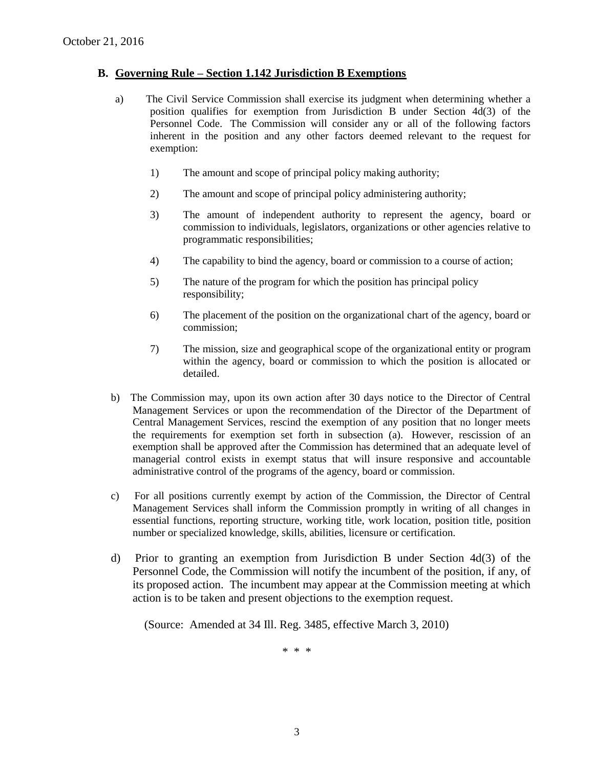## B. Governing Rule – Section 1.142 Jurisdiction B Exemptions

a) The Civil Service Commission shall exercise its judgment when determining whether a position qualifies for exemption from Jurisdiction B under Section 4d(3) of the Personnel Code. The Commission will consider any or all of the following factors inherent in the position and any other factors deemed relevant to the request for exemption:

1) The amount and scope of principal policy making authority;

2) The amount and scope of principal policy administering authority;

3) The amount of independent authority to represent the agency, board or commission to individuals, legislators, organizations or other agencies relative to programmatic responsibilities;

4) The capability to bind the agency, board or commission to a course of action;

5) The nature of the program for which the position has principal policy responsibility;

6) The placement of the position on the organizational chart of the agency, board or commission;

7) The mission, size and geographical scope of the organizational entity or program within the agency, board or commission to which the position is allocated or detailed.

b) The Commission may, upon its own action after 30 days notice to the Director of Central Management Services or upon the recommendation of the Director of the Department of Central Management Services, rescind the exemption of any position that no longer meets the requirements for exemption set forth in subsection (a). However, rescission of an exemption shall be approved after the Commission has determined that an adequate level of managerial control exists in exempt status that will insure responsive and accountable administrative control of the programs of the agency, board or commission.

c) For all positions currently exempt by action of the Commission, the Director of Central Management Services shall inform the Commission promptly in writing of all changes in essential functions, reporting structure, working title, work location, position title, position number or specialized knowledge, skills, abilities, licensure or certification.

d) Prior to granting an exemption from Jurisdiction B under Section 4d(3) of the Personnel Code, the Commission will notify the incumbent of the position, if any, of its proposed action. The incumbent may appear at the Commission meeting at which action is to be taken and present objections to the exemption request.

(Source: Amended at 34 Ill. Reg. 3485, effective March 3, 2010)

\* \* \*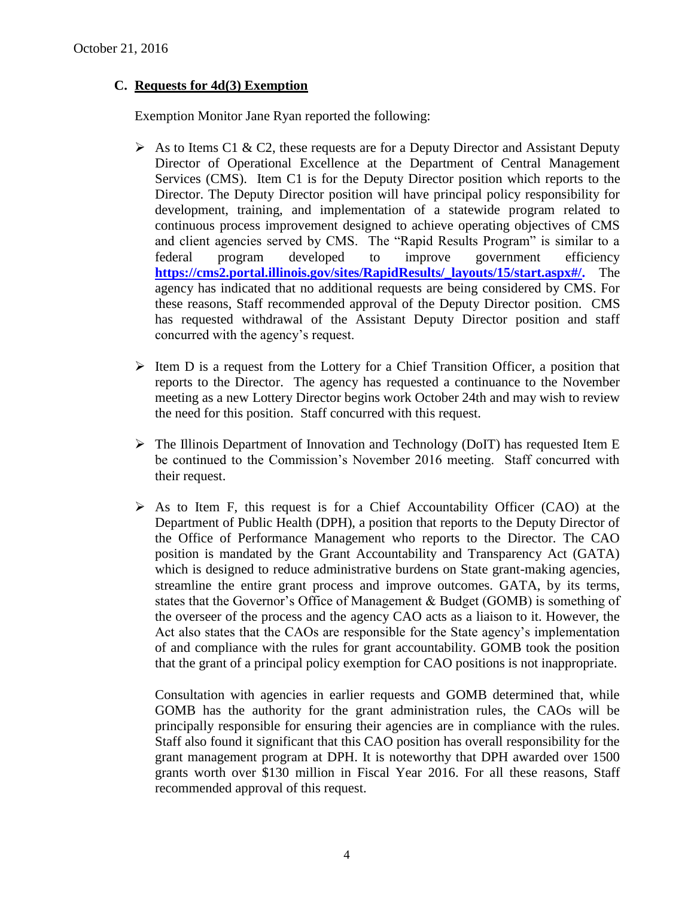October 21, 2016

### C. Requests for 4d(3) Exemption

Exemption Monitor Jane Ryan reported the following:

- As to Items C1 & C2, these requests are for a Deputy Director and Assistant Deputy Director of Operational Excellence at the Department of Central Management Services (CMS). Item C1 is for the Deputy Director position which reports to the Director. The Deputy Director position will have principal policy responsibility for development, training, and implementation of a statewide program related to continuous process improvement designed to achieve operating objectives of CMS and client agencies served by CMS. The "Rapid Results Program" is similar to a federal program developed to improve government efficiency **https://cms2.portal.illinois.gov/sites/RapidResults/_layouts/15/start.aspx#/.** The agency has indicated that no additional requests are being considered by CMS. For these reasons, Staff recommended approval of the Deputy Director position. CMS has requested withdrawal of the Assistant Deputy Director position and staff concurred with the agency's request.

- Item D is a request from the Lottery for a Chief Transition Officer, a position that reports to the Director. The agency has requested a continuance to the November meeting as a new Lottery Director begins work October 24th and may wish to review the need for this position. Staff concurred with this request.

- The Illinois Department of Innovation and Technology (DoIT) has requested Item E be continued to the Commission's November 2016 meeting. Staff concurred with their request.

- As to Item F, this request is for a Chief Accountability Officer (CAO) at the Department of Public Health (DPH), a position that reports to the Deputy Director of the Office of Performance Management who reports to the Director. The CAO position is mandated by the Grant Accountability and Transparency Act (GATA) which is designed to reduce administrative burdens on State grant-making agencies, streamline the entire grant process and improve outcomes. GATA, by its terms, states that the Governor's Office of Management & Budget (GOMB) is something of the overseer of the process and the agency CAO acts as a liaison to it. However, the Act also states that the CAOs are responsible for the State agency's implementation of and compliance with the rules for grant accountability. GOMB took the position that the grant of a principal policy exemption for CAO positions is not inappropriate.

  Consultation with agencies in earlier requests and GOMB determined that, while GOMB has the authority for the grant administration rules, the CAOs will be principally responsible for ensuring their agencies are in compliance with the rules. Staff also found it significant that this CAO position has overall responsibility for the grant management program at DPH. It is noteworthy that DPH awarded over 1500 grants worth over $130 million in Fiscal Year 2016. For all these reasons, Staff recommended approval of this request.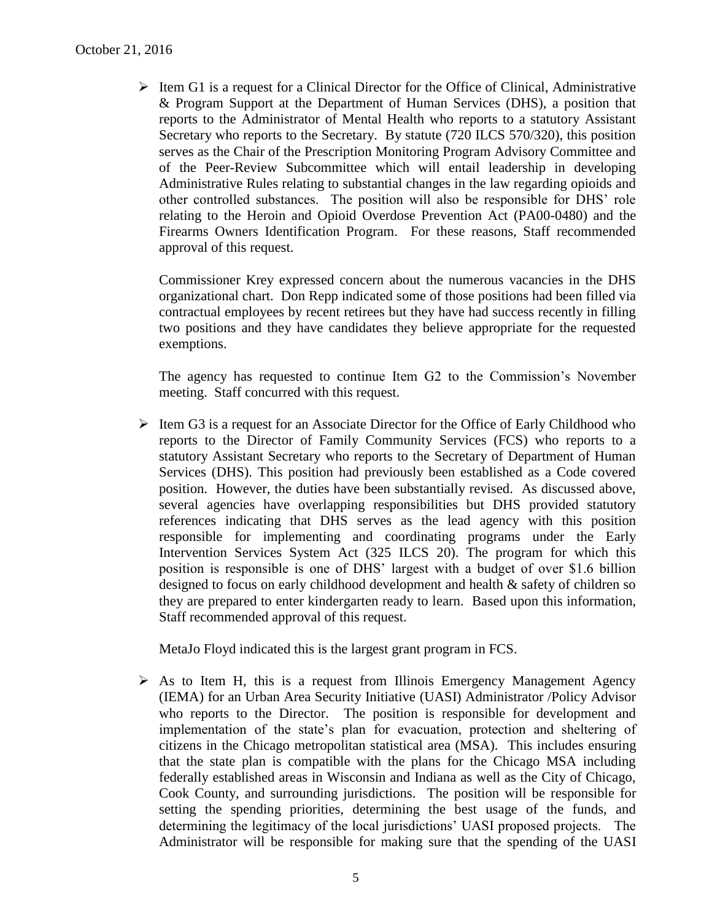- Item G1 is a request for a Clinical Director for the Office of Clinical, Administrative & Program Support at the Department of Human Services (DHS), a position that reports to the Administrator of Mental Health who reports to a statutory Assistant Secretary who reports to the Secretary. By statute (720 ILCS 570/320), this position serves as the Chair of the Prescription Monitoring Program Advisory Committee and of the Peer-Review Subcommittee which will entail leadership in developing Administrative Rules relating to substantial changes in the law regarding opioids and other controlled substances. The position will also be responsible for DHS' role relating to the Heroin and Opioid Overdose Prevention Act (PA00-0480) and the Firearms Owners Identification Program. For these reasons, Staff recommended approval of this request.

  Commissioner Krey expressed concern about the numerous vacancies in the DHS organizational chart. Don Repp indicated some of those positions had been filled via contractual employees by recent retirees but they have had success recently in filling two positions and they have candidates they believe appropriate for the requested exemptions.

  The agency has requested to continue Item G2 to the Commission's November meeting. Staff concurred with this request.

- Item G3 is a request for an Associate Director for the Office of Early Childhood who reports to the Director of Family Community Services (FCS) who reports to a statutory Assistant Secretary who reports to the Secretary of Department of Human Services (DHS). This position had previously been established as a Code covered position. However, the duties have been substantially revised. As discussed above, several agencies have overlapping responsibilities but DHS provided statutory references indicating that DHS serves as the lead agency with this position responsible for implementing and coordinating programs under the Early Intervention Services System Act (325 ILCS 20). The program for which this position is responsible is one of DHS' largest with a budget of over $1.6 billion designed to focus on early childhood development and health & safety of children so they are prepared to enter kindergarten ready to learn. Based upon this information, Staff recommended approval of this request.

  MetaJo Floyd indicated this is the largest grant program in FCS.

- As to Item H, this is a request from Illinois Emergency Management Agency (IEMA) for an Urban Area Security Initiative (UASI) Administrator /Policy Advisor who reports to the Director. The position is responsible for development and implementation of the state's plan for evacuation, protection and sheltering of citizens in the Chicago metropolitan statistical area (MSA). This includes ensuring that the state plan is compatible with the plans for the Chicago MSA including federally established areas in Wisconsin and Indiana as well as the City of Chicago, Cook County, and surrounding jurisdictions. The position will be responsible for setting the spending priorities, determining the best usage of the funds, and determining the legitimacy of the local jurisdictions' UASI proposed projects. The Administrator will be responsible for making sure that the spending of the UASI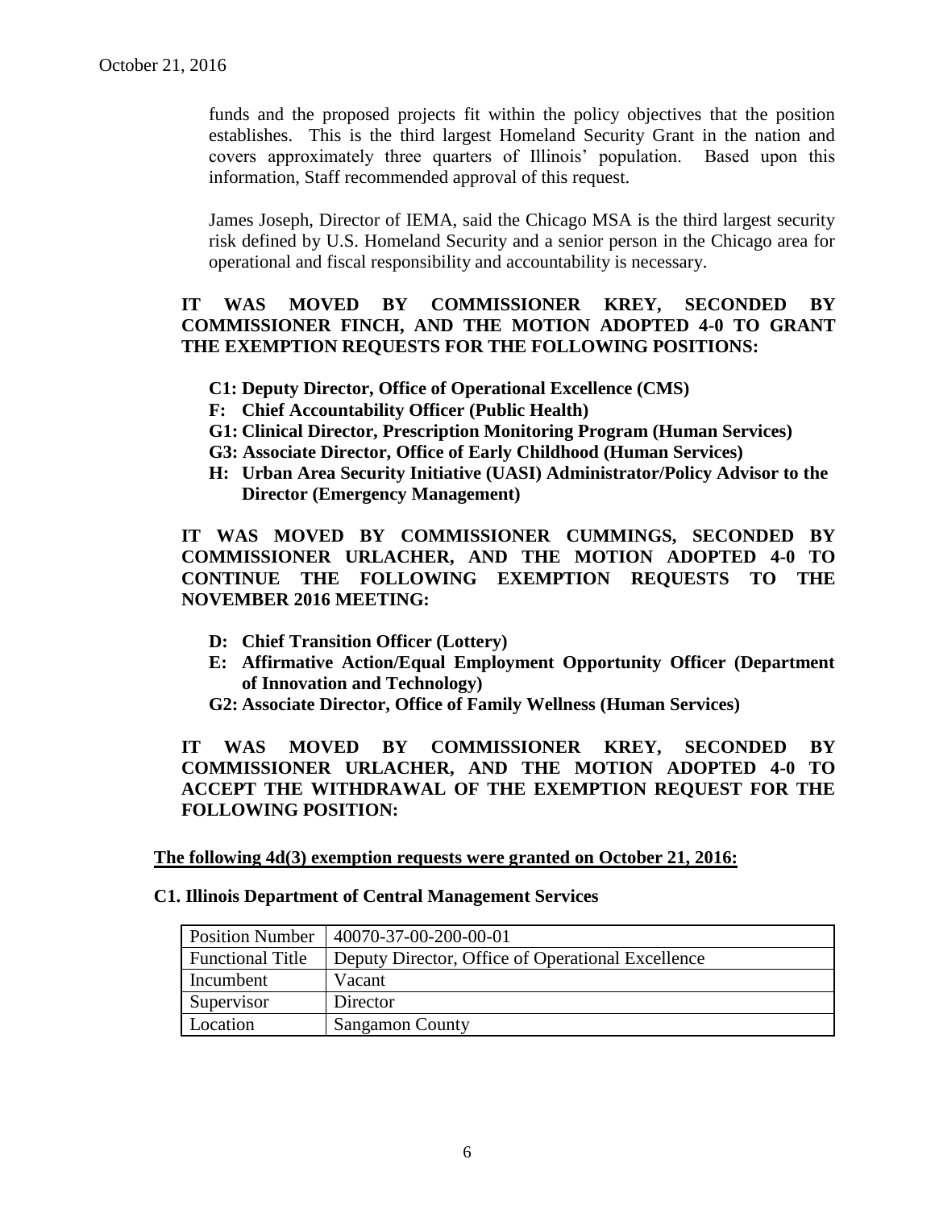funds and the proposed projects fit within the policy objectives that the position establishes. This is the third largest Homeland Security Grant in the nation and covers approximately three quarters of Illinois' population. Based upon this information, Staff recommended approval of this request.

James Joseph, Director of IEMA, said the Chicago MSA is the third largest security risk defined by U.S. Homeland Security and a senior person in the Chicago area for operational and fiscal responsibility and accountability is necessary.

**IT WAS MOVED BY COMMISSIONER KREY, SECONDED BY COMMISSIONER FINCH, AND THE MOTION ADOPTED 4-0 TO GRANT THE EXEMPTION REQUESTS FOR THE FOLLOWING POSITIONS:**

- **C1: Deputy Director, Office of Operational Excellence (CMS)**
- **F: Chief Accountability Officer (Public Health)**
- **G1: Clinical Director, Prescription Monitoring Program (Human Services)**
- **G3: Associate Director, Office of Early Childhood (Human Services)**
- **H: Urban Area Security Initiative (UASI) Administrator/Policy Advisor to the Director (Emergency Management)**

**IT WAS MOVED BY COMMISSIONER CUMMINGS, SECONDED BY COMMISSIONER URLACHER, AND THE MOTION ADOPTED 4-0 TO CONTINUE THE FOLLOWING EXEMPTION REQUESTS TO THE NOVEMBER 2016 MEETING:**

- **D: Chief Transition Officer (Lottery)**
- **E: Affirmative Action/Equal Employment Opportunity Officer (Department of Innovation and Technology)**
- **G2: Associate Director, Office of Family Wellness (Human Services)**

**IT WAS MOVED BY COMMISSIONER KREY, SECONDED BY COMMISSIONER URLACHER, AND THE MOTION ADOPTED 4-0 TO ACCEPT THE WITHDRAWAL OF THE EXEMPTION REQUEST FOR THE FOLLOWING POSITION:**

**The following 4d(3) exemption requests were granted on October 21, 2016:**

**C1. Illinois Department of Central Management Services**

| Position Number | 40070-37-00-200-00-01 |
|---|---|
| Functional Title | Deputy Director, Office of Operational Excellence |
| Incumbent | Vacant |
| Supervisor | Director |
| Location | Sangamon County |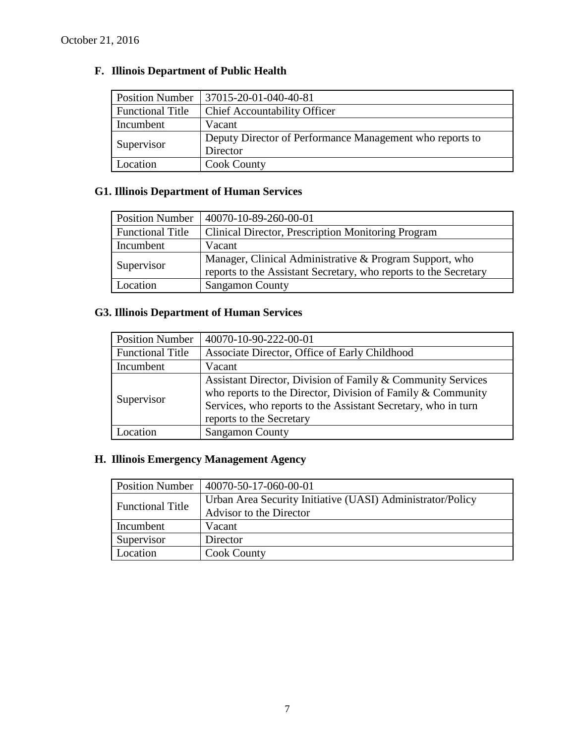October 21, 2016

## F. Illinois Department of Public Health

| Position Number | 37015-20-01-040-40-81 |
|---|---|
| Functional Title | Chief Accountability Officer |
| Incumbent | Vacant |
| Supervisor | Deputy Director of Performance Management who reports to Director |
| Location | Cook County |

## G1. Illinois Department of Human Services

| Position Number | 40070-10-89-260-00-01 |
|---|---|
| Functional Title | Clinical Director, Prescription Monitoring Program |
| Incumbent | Vacant |
| Supervisor | Manager, Clinical Administrative & Program Support, who reports to the Assistant Secretary, who reports to the Secretary |
| Location | Sangamon County |

## G3. Illinois Department of Human Services

| Position Number | 40070-10-90-222-00-01 |
|---|---|
| Functional Title | Associate Director, Office of Early Childhood |
| Incumbent | Vacant |
| Supervisor | Assistant Director, Division of Family & Community Services who reports to the Director, Division of Family & Community Services, who reports to the Assistant Secretary, who in turn reports to the Secretary |
| Location | Sangamon County |

## H. Illinois Emergency Management Agency

| Position Number | 40070-50-17-060-00-01 |
|---|---|
| Functional Title | Urban Area Security Initiative (UASI) Administrator/Policy Advisor to the Director |
| Incumbent | Vacant |
| Supervisor | Director |
| Location | Cook County |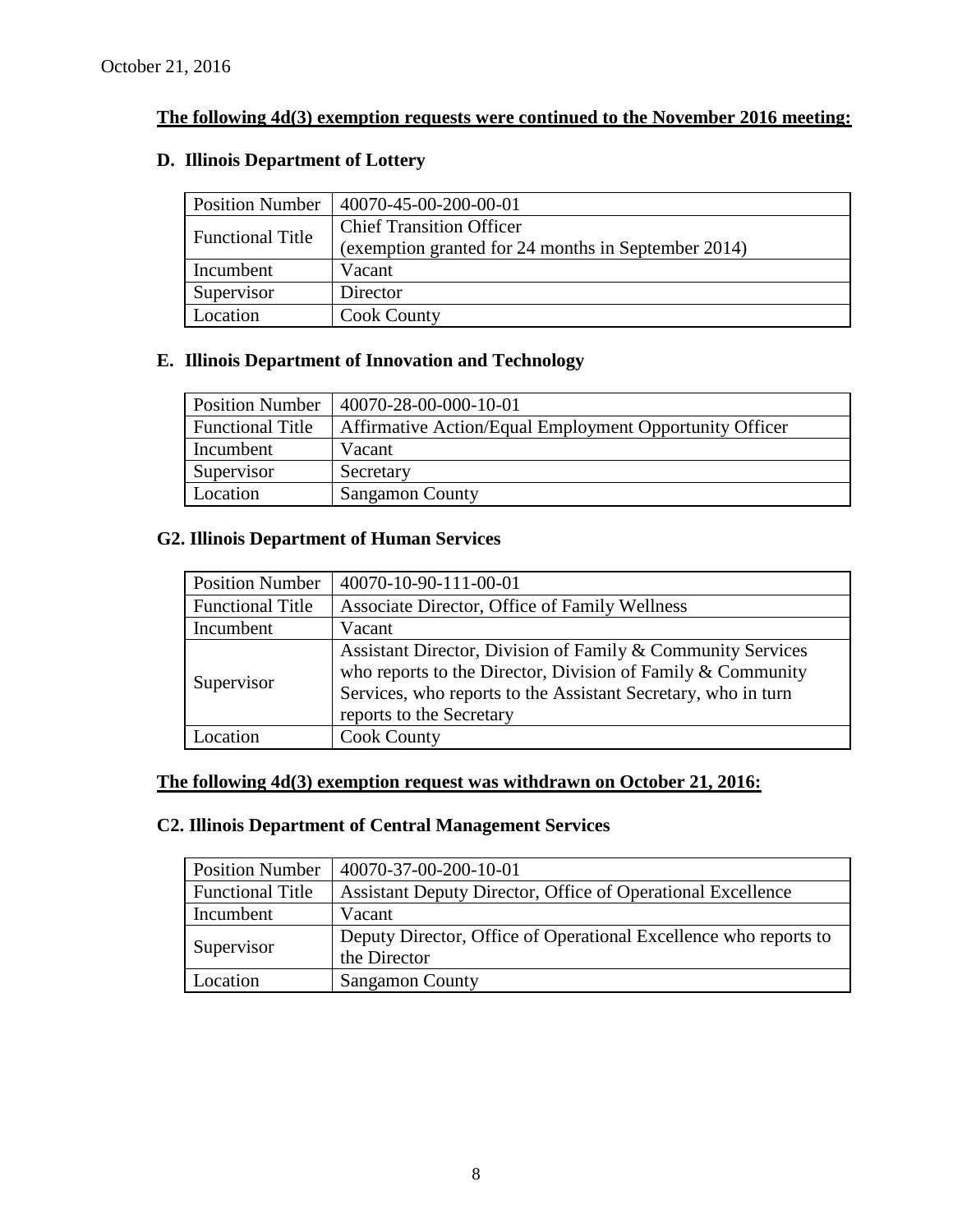October 21, 2016

**The following 4d(3) exemption requests were continued to the November 2016 meeting:**

### D. Illinois Department of Lottery

| Position Number | 40070-45-00-200-00-01 |
|---|---|
| Functional Title | Chief Transition Officer (exemption granted for 24 months in September 2014) |
| Incumbent | Vacant |
| Supervisor | Director |
| Location | Cook County |

### E. Illinois Department of Innovation and Technology

| Position Number | 40070-28-00-000-10-01 |
|---|---|
| Functional Title | Affirmative Action/Equal Employment Opportunity Officer |
| Incumbent | Vacant |
| Supervisor | Secretary |
| Location | Sangamon County |

### G2. Illinois Department of Human Services

| Position Number | 40070-10-90-111-00-01 |
|---|---|
| Functional Title | Associate Director, Office of Family Wellness |
| Incumbent | Vacant |
| Supervisor | Assistant Director, Division of Family & Community Services who reports to the Director, Division of Family & Community Services, who reports to the Assistant Secretary, who in turn reports to the Secretary |
| Location | Cook County |

**The following 4d(3) exemption request was withdrawn on October 21, 2016:**

### C2. Illinois Department of Central Management Services

| Position Number | 40070-37-00-200-10-01 |
|---|---|
| Functional Title | Assistant Deputy Director, Office of Operational Excellence |
| Incumbent | Vacant |
| Supervisor | Deputy Director, Office of Operational Excellence who reports to the Director |
| Location | Sangamon County |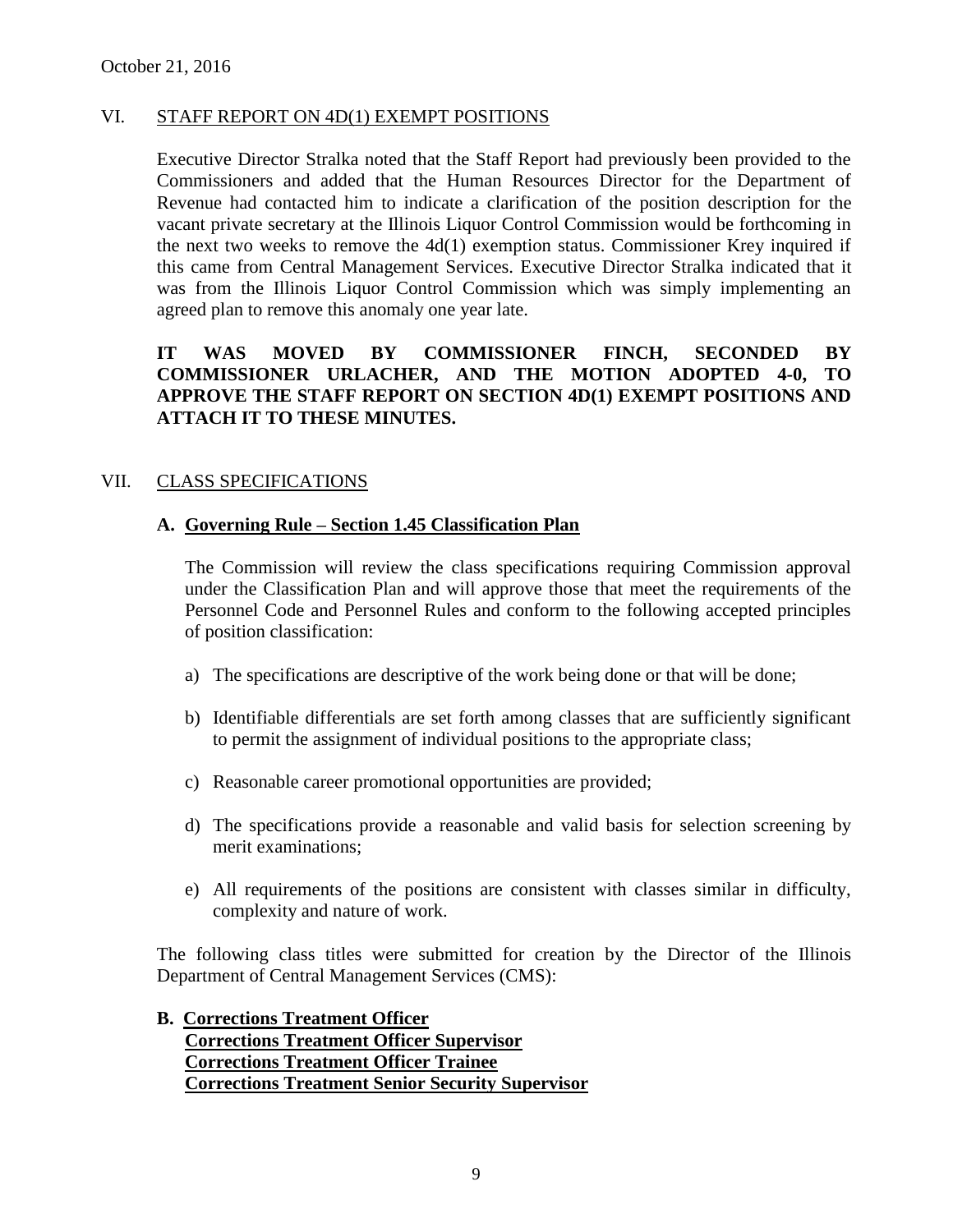October 21, 2016

## VI. STAFF REPORT ON 4D(1) EXEMPT POSITIONS

Executive Director Stralka noted that the Staff Report had previously been provided to the Commissioners and added that the Human Resources Director for the Department of Revenue had contacted him to indicate a clarification of the position description for the vacant private secretary at the Illinois Liquor Control Commission would be forthcoming in the next two weeks to remove the 4d(1) exemption status. Commissioner Krey inquired if this came from Central Management Services. Executive Director Stralka indicated that it was from the Illinois Liquor Control Commission which was simply implementing an agreed plan to remove this anomaly one year late.

**IT WAS MOVED BY COMMISSIONER FINCH, SECONDED BY COMMISSIONER URLACHER, AND THE MOTION ADOPTED 4-0, TO APPROVE THE STAFF REPORT ON SECTION 4D(1) EXEMPT POSITIONS AND ATTACH IT TO THESE MINUTES.**

## VII. CLASS SPECIFICATIONS

### A. Governing Rule – Section 1.45 Classification Plan

The Commission will review the class specifications requiring Commission approval under the Classification Plan and will approve those that meet the requirements of the Personnel Code and Personnel Rules and conform to the following accepted principles of position classification:

a) The specifications are descriptive of the work being done or that will be done;

b) Identifiable differentials are set forth among classes that are sufficiently significant to permit the assignment of individual positions to the appropriate class;

c) Reasonable career promotional opportunities are provided;

d) The specifications provide a reasonable and valid basis for selection screening by merit examinations;

e) All requirements of the positions are consistent with classes similar in difficulty, complexity and nature of work.

The following class titles were submitted for creation by the Director of the Illinois Department of Central Management Services (CMS):

### B. Corrections Treatment Officer
**Corrections Treatment Officer Supervisor**
**Corrections Treatment Officer Trainee**
**Corrections Treatment Senior Security Supervisor**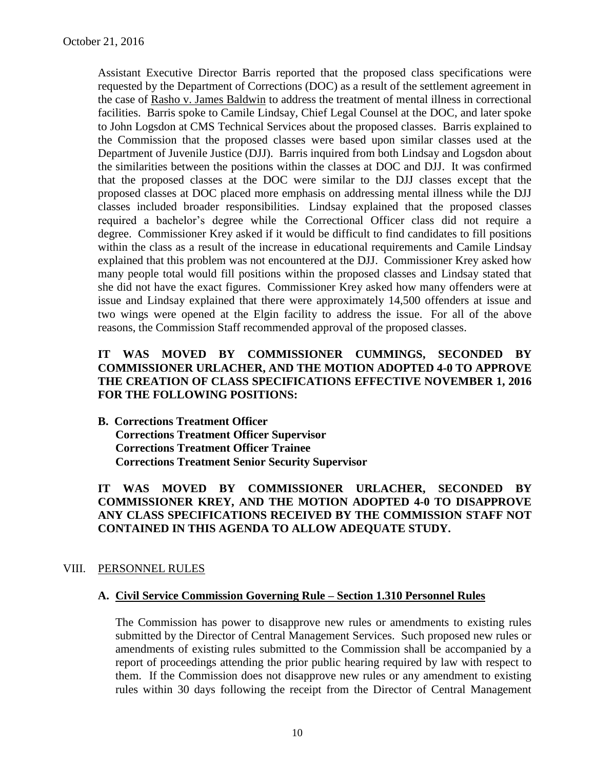Assistant Executive Director Barris reported that the proposed class specifications were requested by the Department of Corrections (DOC) as a result of the settlement agreement in the case of Rasho v. James Baldwin to address the treatment of mental illness in correctional facilities. Barris spoke to Camile Lindsay, Chief Legal Counsel at the DOC, and later spoke to John Logsdon at CMS Technical Services about the proposed classes. Barris explained to the Commission that the proposed classes were based upon similar classes used at the Department of Juvenile Justice (DJJ). Barris inquired from both Lindsay and Logsdon about the similarities between the positions within the classes at DOC and DJJ. It was confirmed that the proposed classes at the DOC were similar to the DJJ classes except that the proposed classes at DOC placed more emphasis on addressing mental illness while the DJJ classes included broader responsibilities. Lindsay explained that the proposed classes required a bachelor's degree while the Correctional Officer class did not require a degree. Commissioner Krey asked if it would be difficult to find candidates to fill positions within the class as a result of the increase in educational requirements and Camile Lindsay explained that this problem was not encountered at the DJJ. Commissioner Krey asked how many people total would fill positions within the proposed classes and Lindsay stated that she did not have the exact figures. Commissioner Krey asked how many offenders were at issue and Lindsay explained that there were approximately 14,500 offenders at issue and two wings were opened at the Elgin facility to address the issue. For all of the above reasons, the Commission Staff recommended approval of the proposed classes.

**IT WAS MOVED BY COMMISSIONER CUMMINGS, SECONDED BY COMMISSIONER URLACHER, AND THE MOTION ADOPTED 4-0 TO APPROVE THE CREATION OF CLASS SPECIFICATIONS EFFECTIVE NOVEMBER 1, 2016 FOR THE FOLLOWING POSITIONS:**

**B. Corrections Treatment Officer**
**Corrections Treatment Officer Supervisor**
**Corrections Treatment Officer Trainee**
**Corrections Treatment Senior Security Supervisor**

**IT WAS MOVED BY COMMISSIONER URLACHER, SECONDED BY COMMISSIONER KREY, AND THE MOTION ADOPTED 4-0 TO DISAPPROVE ANY CLASS SPECIFICATIONS RECEIVED BY THE COMMISSION STAFF NOT CONTAINED IN THIS AGENDA TO ALLOW ADEQUATE STUDY.**

## VIII. PERSONNEL RULES

### A. Civil Service Commission Governing Rule – Section 1.310 Personnel Rules

The Commission has power to disapprove new rules or amendments to existing rules submitted by the Director of Central Management Services. Such proposed new rules or amendments of existing rules submitted to the Commission shall be accompanied by a report of proceedings attending the prior public hearing required by law with respect to them. If the Commission does not disapprove new rules or any amendment to existing rules within 30 days following the receipt from the Director of Central Management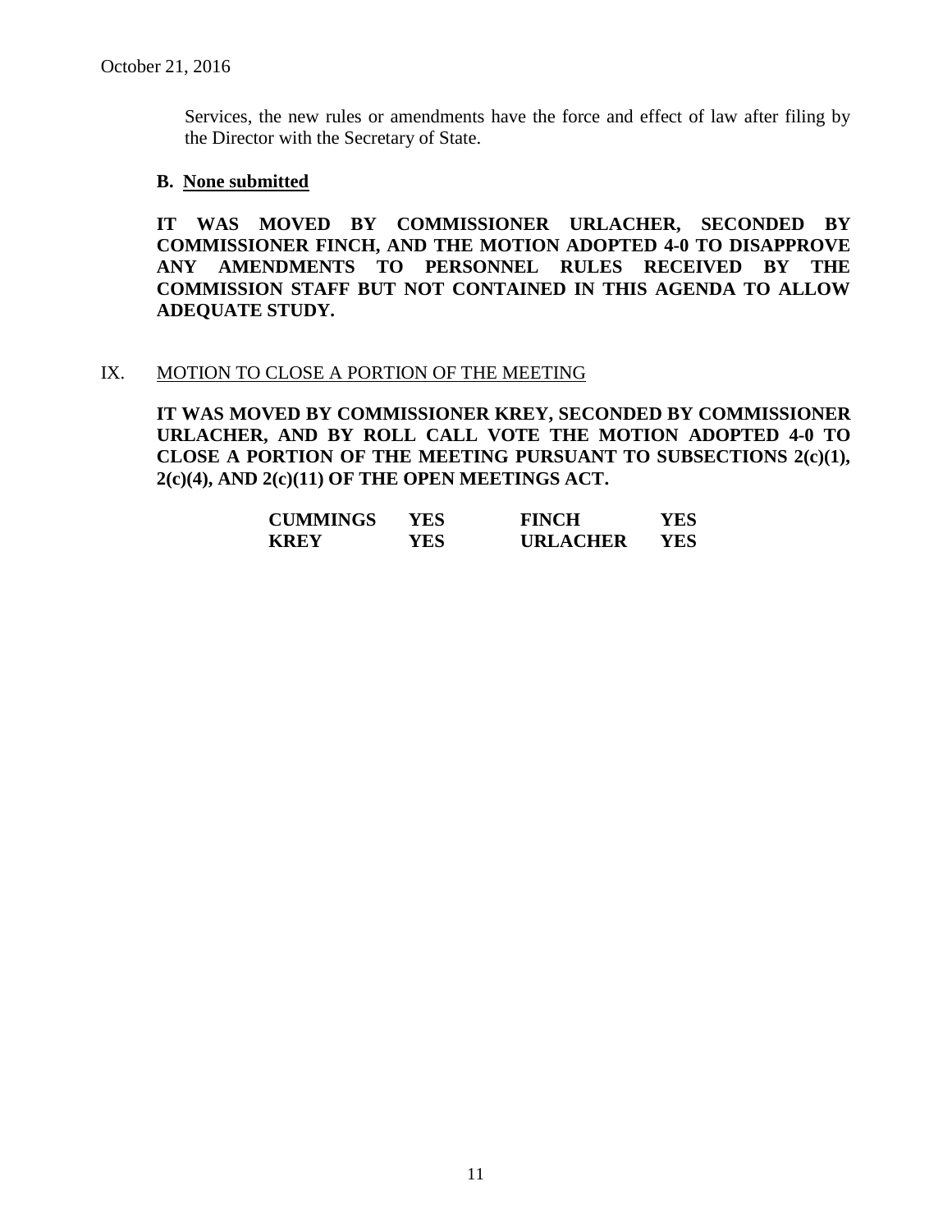Services, the new rules or amendments have the force and effect of law after filing by the Director with the Secretary of State.

**B. <u>None submitted</u>**

**IT WAS MOVED BY COMMISSIONER URLACHER, SECONDED BY COMMISSIONER FINCH, AND THE MOTION ADOPTED 4-0 TO DISAPPROVE ANY AMENDMENTS TO PERSONNEL RULES RECEIVED BY THE COMMISSION STAFF BUT NOT CONTAINED IN THIS AGENDA TO ALLOW ADEQUATE STUDY.**

IX. <u>MOTION TO CLOSE A PORTION OF THE MEETING</u>

**IT WAS MOVED BY COMMISSIONER KREY, SECONDED BY COMMISSIONER URLACHER, AND BY ROLL CALL VOTE THE MOTION ADOPTED 4-0 TO CLOSE A PORTION OF THE MEETING PURSUANT TO SUBSECTIONS 2(c)(1), 2(c)(4), AND 2(c)(11) OF THE OPEN MEETINGS ACT.**

| | | | |
|---|---|---|---|
| **CUMMINGS** | **YES** | **FINCH** | **YES** |
| **KREY** | **YES** | **URLACHER** | **YES** |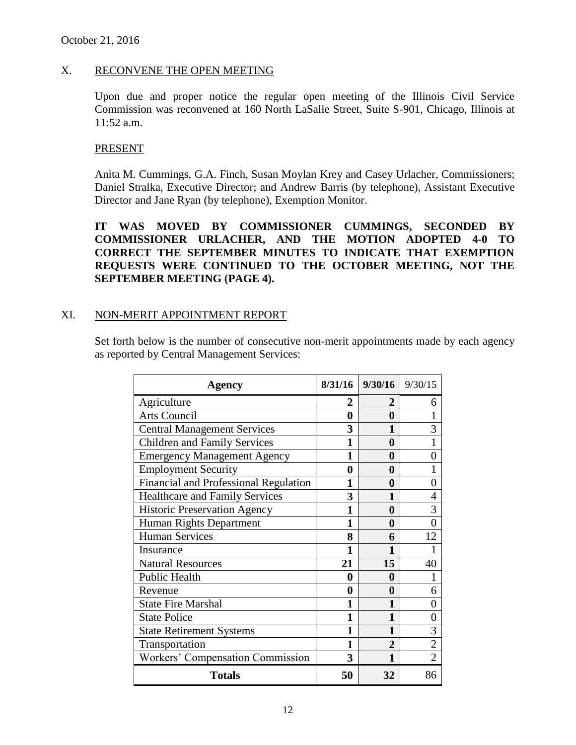October 21, 2016

## X. RECONVENE THE OPEN MEETING

Upon due and proper notice the regular open meeting of the Illinois Civil Service Commission was reconvened at 160 North LaSalle Street, Suite S-901, Chicago, Illinois at 11:52 a.m.

### PRESENT

Anita M. Cummings, G.A. Finch, Susan Moylan Krey and Casey Urlacher, Commissioners; Daniel Stralka, Executive Director; and Andrew Barris (by telephone), Assistant Executive Director and Jane Ryan (by telephone), Exemption Monitor.

**IT WAS MOVED BY COMMISSIONER CUMMINGS, SECONDED BY COMMISSIONER URLACHER, AND THE MOTION ADOPTED 4-0 TO CORRECT THE SEPTEMBER MINUTES TO INDICATE THAT EXEMPTION REQUESTS WERE CONTINUED TO THE OCTOBER MEETING, NOT THE SEPTEMBER MEETING (PAGE 4).**

## XI. NON-MERIT APPOINTMENT REPORT

Set forth below is the number of consecutive non-merit appointments made by each agency as reported by Central Management Services:

| Agency | 8/31/16 | 9/30/16 | 9/30/15 |
|---|---|---|---|
| Agriculture | 2 | 2 | 6 |
| Arts Council | 0 | 0 | 1 |
| Central Management Services | 3 | 1 | 3 |
| Children and Family Services | 1 | 0 | 1 |
| Emergency Management Agency | 1 | 0 | 0 |
| Employment Security | 0 | 0 | 1 |
| Financial and Professional Regulation | 1 | 0 | 0 |
| Healthcare and Family Services | 3 | 1 | 4 |
| Historic Preservation Agency | 1 | 0 | 3 |
| Human Rights Department | 1 | 0 | 0 |
| Human Services | 8 | 6 | 12 |
| Insurance | 1 | 1 | 1 |
| Natural Resources | 21 | 15 | 40 |
| Public Health | 0 | 0 | 1 |
| Revenue | 0 | 0 | 6 |
| State Fire Marshal | 1 | 1 | 0 |
| State Police | 1 | 1 | 0 |
| State Retirement Systems | 1 | 1 | 3 |
| Transportation | 1 | 2 | 2 |
| Workers' Compensation Commission | 3 | 1 | 2 |
| **Totals** | **50** | **32** | 86 |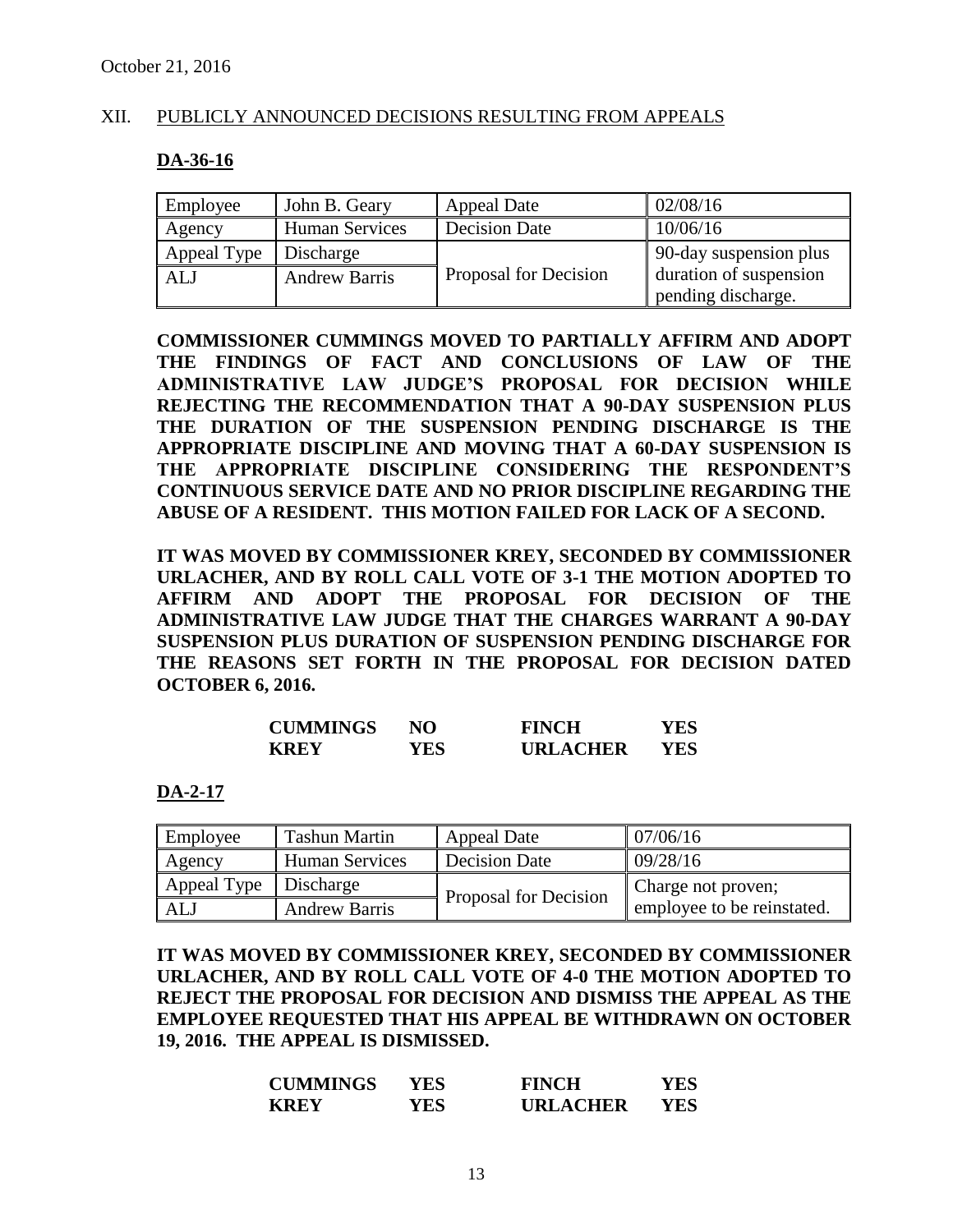October 21, 2016

## XII. PUBLICLY ANNOUNCED DECISIONS RESULTING FROM APPEALS

### DA-36-16

| Employee | John B. Geary | Appeal Date | 02/08/16 |
|---|---|---|---|
| Agency | Human Services | Decision Date | 10/06/16 |
| Appeal Type | Discharge | Proposal for Decision | 90-day suspension plus duration of suspension pending discharge. |
| ALJ | Andrew Barris | | |

**COMMISSIONER CUMMINGS MOVED TO PARTIALLY AFFIRM AND ADOPT THE FINDINGS OF FACT AND CONCLUSIONS OF LAW OF THE ADMINISTRATIVE LAW JUDGE'S PROPOSAL FOR DECISION WHILE REJECTING THE RECOMMENDATION THAT A 90-DAY SUSPENSION PLUS THE DURATION OF THE SUSPENSION PENDING DISCHARGE IS THE APPROPRIATE DISCIPLINE AND MOVING THAT A 60-DAY SUSPENSION IS THE APPROPRIATE DISCIPLINE CONSIDERING THE RESPONDENT'S CONTINUOUS SERVICE DATE AND NO PRIOR DISCIPLINE REGARDING THE ABUSE OF A RESIDENT. THIS MOTION FAILED FOR LACK OF A SECOND.**

**IT WAS MOVED BY COMMISSIONER KREY, SECONDED BY COMMISSIONER URLACHER, AND BY ROLL CALL VOTE OF 3-1 THE MOTION ADOPTED TO AFFIRM AND ADOPT THE PROPOSAL FOR DECISION OF THE ADMINISTRATIVE LAW JUDGE THAT THE CHARGES WARRANT A 90-DAY SUSPENSION PLUS DURATION OF SUSPENSION PENDING DISCHARGE FOR THE REASONS SET FORTH IN THE PROPOSAL FOR DECISION DATED OCTOBER 6, 2016.**

| | | | |
|---|---|---|---|
| **CUMMINGS** | **NO** | **FINCH** | **YES** |
| **KREY** | **YES** | **URLACHER** | **YES** |

### DA-2-17

| Employee | Tashun Martin | Appeal Date | 07/06/16 |
|---|---|---|---|
| Agency | Human Services | Decision Date | 09/28/16 |
| Appeal Type | Discharge | Proposal for Decision | Charge not proven; employee to be reinstated. |
| ALJ | Andrew Barris | | |

**IT WAS MOVED BY COMMISSIONER KREY, SECONDED BY COMMISSIONER URLACHER, AND BY ROLL CALL VOTE OF 4-0 THE MOTION ADOPTED TO REJECT THE PROPOSAL FOR DECISION AND DISMISS THE APPEAL AS THE EMPLOYEE REQUESTED THAT HIS APPEAL BE WITHDRAWN ON OCTOBER 19, 2016. THE APPEAL IS DISMISSED.**

| | | | |
|---|---|---|---|
| **CUMMINGS** | **YES** | **FINCH** | **YES** |
| **KREY** | **YES** | **URLACHER** | **YES** |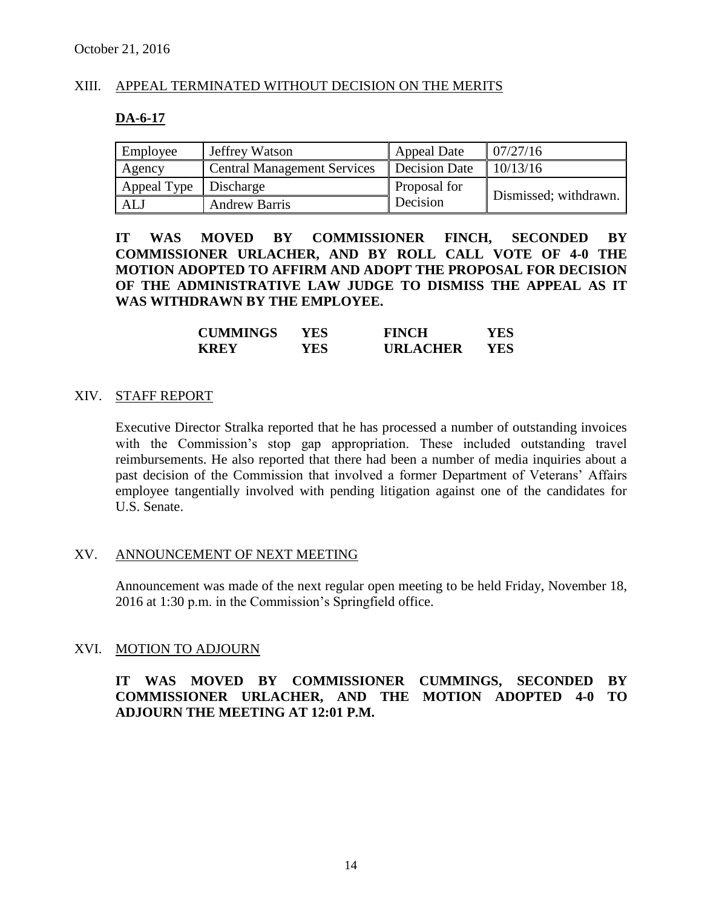October 21, 2016

## XIII. APPEAL TERMINATED WITHOUT DECISION ON THE MERITS

### DA-6-17

| | | | |
|---|---|---|---|
| Employee | Jeffrey Watson | Appeal Date | 07/27/16 |
| Agency | Central Management Services | Decision Date | 10/13/16 |
| Appeal Type | Discharge | Proposal for Decision | Dismissed; withdrawn. |
| ALJ | Andrew Barris | | |

**IT WAS MOVED BY COMMISSIONER FINCH, SECONDED BY COMMISSIONER URLACHER, AND BY ROLL CALL VOTE OF 4-0 THE MOTION ADOPTED TO AFFIRM AND ADOPT THE PROPOSAL FOR DECISION OF THE ADMINISTRATIVE LAW JUDGE TO DISMISS THE APPEAL AS IT WAS WITHDRAWN BY THE EMPLOYEE.**

| | | | |
|---|---|---|---|
| **CUMMINGS** | **YES** | **FINCH** | **YES** |
| **KREY** | **YES** | **URLACHER** | **YES** |

## XIV. STAFF REPORT

Executive Director Stralka reported that he has processed a number of outstanding invoices with the Commission's stop gap appropriation. These included outstanding travel reimbursements. He also reported that there had been a number of media inquiries about a past decision of the Commission that involved a former Department of Veterans' Affairs employee tangentially involved with pending litigation against one of the candidates for U.S. Senate.

## XV. ANNOUNCEMENT OF NEXT MEETING

Announcement was made of the next regular open meeting to be held Friday, November 18, 2016 at 1:30 p.m. in the Commission's Springfield office.

## XVI. MOTION TO ADJOURN

**IT WAS MOVED BY COMMISSIONER CUMMINGS, SECONDED BY COMMISSIONER URLACHER, AND THE MOTION ADOPTED 4-0 TO ADJOURN THE MEETING AT 12:01 P.M.**